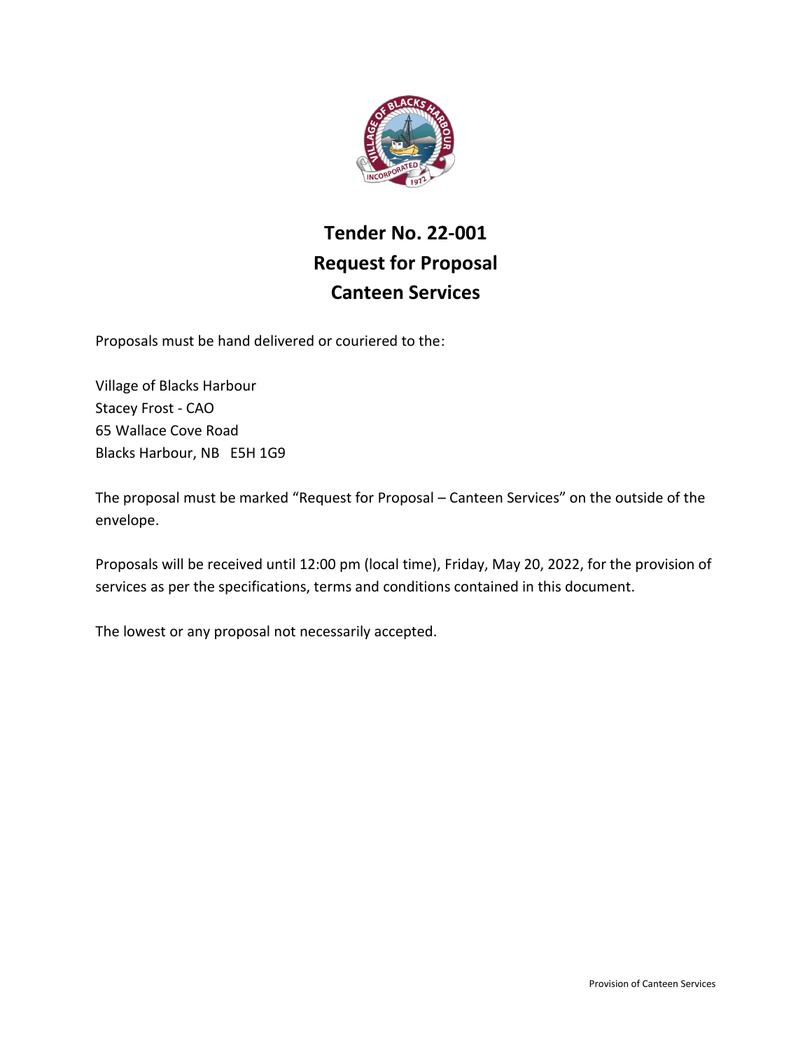# Tender No. 22-001
# Request for Proposal
# Canteen Services

Proposals must be hand delivered or couriered to the:

Village of Blacks Harbour
Stacey Frost - CAO
65 Wallace Cove Road
Blacks Harbour, NB E5H 1G9

The proposal must be marked "Request for Proposal – Canteen Services" on the outside of the envelope.

Proposals will be received until 12:00 pm (local time), Friday, May 20, 2022, for the provision of services as per the specifications, terms and conditions contained in this document.

The lowest or any proposal not necessarily accepted.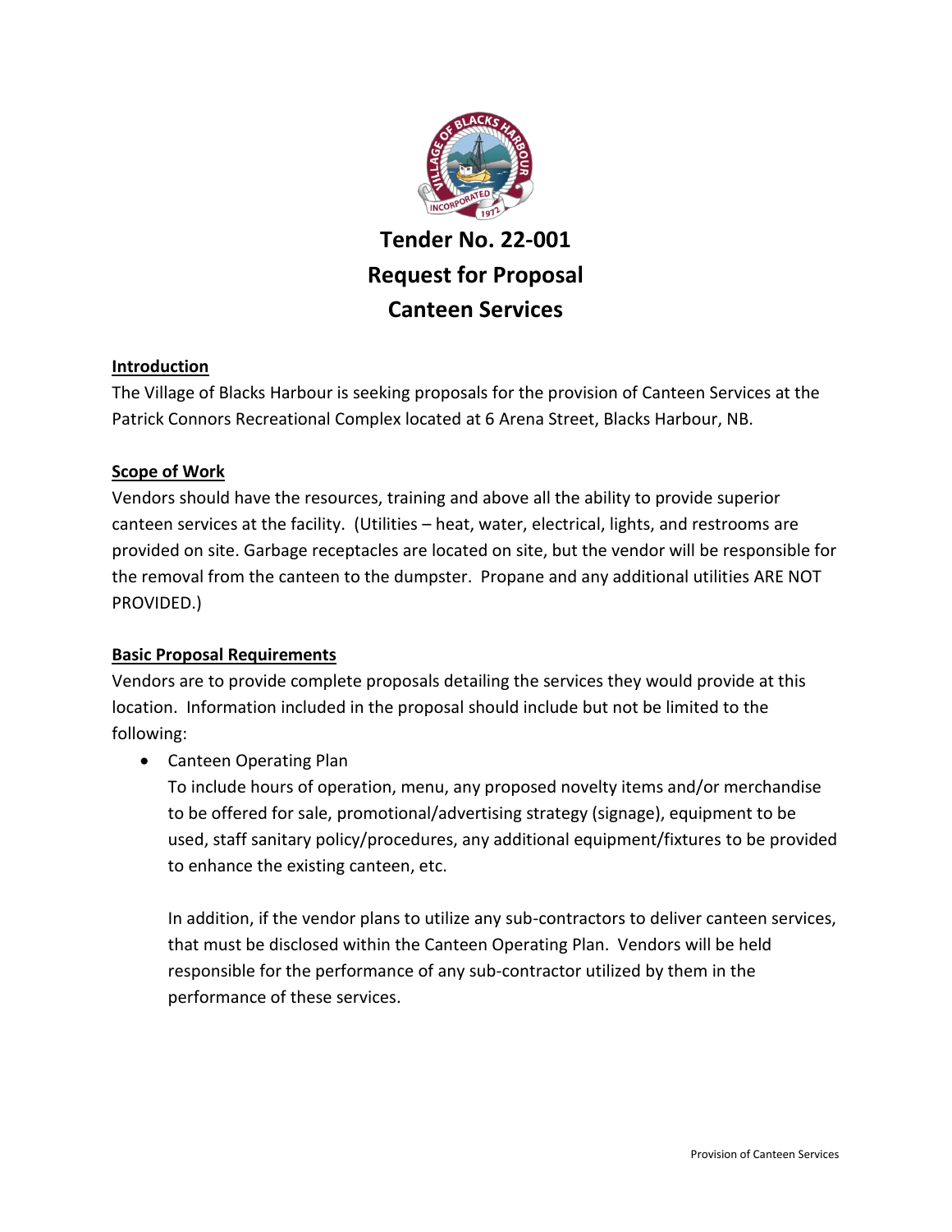# Tender No. 22-001
# Request for Proposal
# Canteen Services

## Introduction

The Village of Blacks Harbour is seeking proposals for the provision of Canteen Services at the Patrick Connors Recreational Complex located at 6 Arena Street, Blacks Harbour, NB.

## Scope of Work

Vendors should have the resources, training and above all the ability to provide superior canteen services at the facility. (Utilities – heat, water, electrical, lights, and restrooms are provided on site. Garbage receptacles are located on site, but the vendor will be responsible for the removal from the canteen to the dumpster. Propane and any additional utilities ARE NOT PROVIDED.)

## Basic Proposal Requirements

Vendors are to provide complete proposals detailing the services they would provide at this location. Information included in the proposal should include but not be limited to the following:

- Canteen Operating Plan

  To include hours of operation, menu, any proposed novelty items and/or merchandise to be offered for sale, promotional/advertising strategy (signage), equipment to be used, staff sanitary policy/procedures, any additional equipment/fixtures to be provided to enhance the existing canteen, etc.

  In addition, if the vendor plans to utilize any sub-contractors to deliver canteen services, that must be disclosed within the Canteen Operating Plan. Vendors will be held responsible for the performance of any sub-contractor utilized by them in the performance of these services.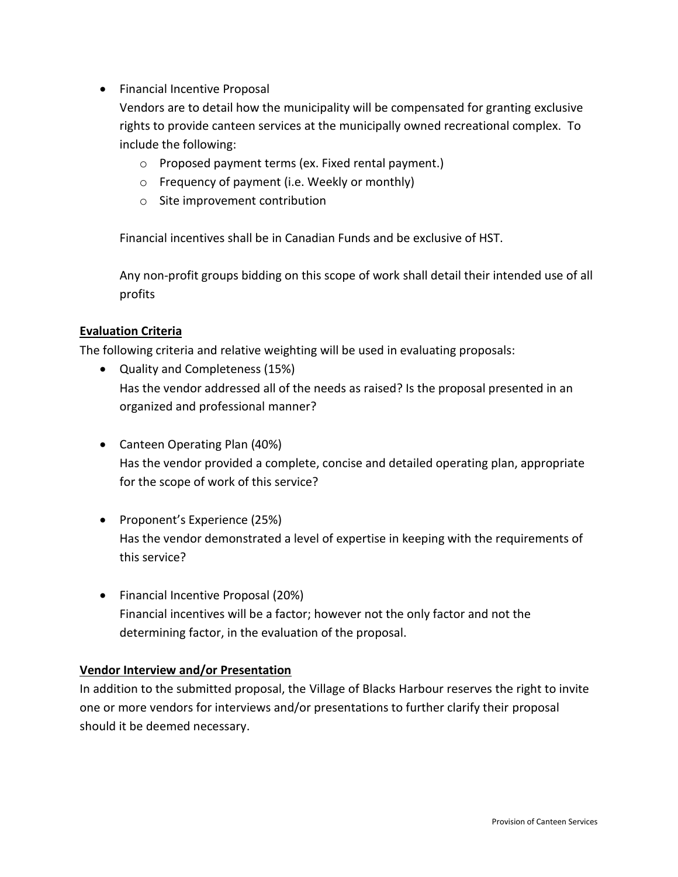- Financial Incentive Proposal

  Vendors are to detail how the municipality will be compensated for granting exclusive rights to provide canteen services at the municipally owned recreational complex. To include the following:

  - Proposed payment terms (ex. Fixed rental payment.)
  - Frequency of payment (i.e. Weekly or monthly)
  - Site improvement contribution

  Financial incentives shall be in Canadian Funds and be exclusive of HST.

  Any non-profit groups bidding on this scope of work shall detail their intended use of all profits

**Evaluation Criteria**

The following criteria and relative weighting will be used in evaluating proposals:

- Quality and Completeness (15%)

  Has the vendor addressed all of the needs as raised? Is the proposal presented in an organized and professional manner?

- Canteen Operating Plan (40%)

  Has the vendor provided a complete, concise and detailed operating plan, appropriate for the scope of work of this service?

- Proponent's Experience (25%)

  Has the vendor demonstrated a level of expertise in keeping with the requirements of this service?

- Financial Incentive Proposal (20%)

  Financial incentives will be a factor; however not the only factor and not the determining factor, in the evaluation of the proposal.

**Vendor Interview and/or Presentation**

In addition to the submitted proposal, the Village of Blacks Harbour reserves the right to invite one or more vendors for interviews and/or presentations to further clarify their proposal should it be deemed necessary.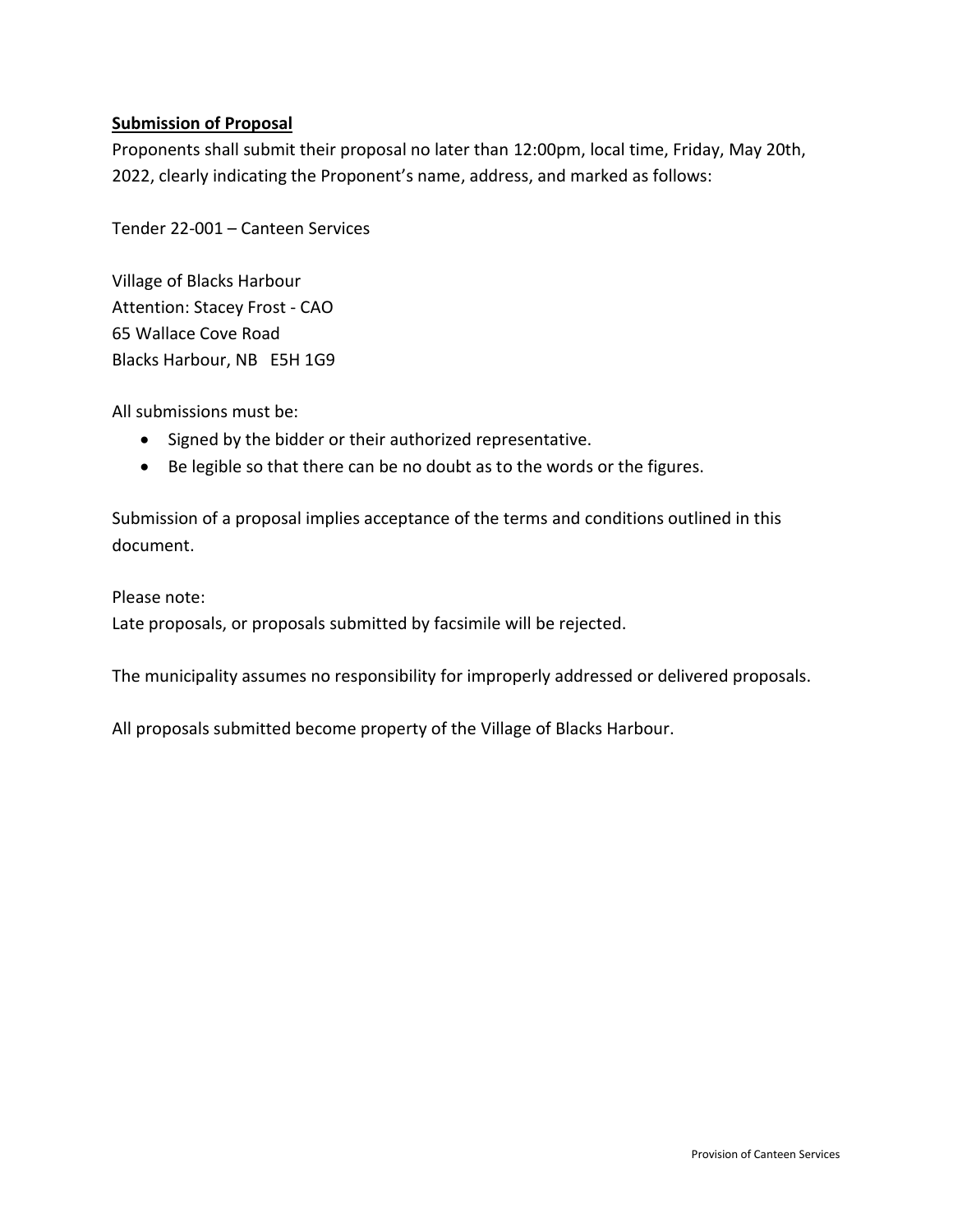**Submission of Proposal**

Proponents shall submit their proposal no later than 12:00pm, local time, Friday, May 20th, 2022, clearly indicating the Proponent's name, address, and marked as follows:

Tender 22-001 – Canteen Services

Village of Blacks Harbour
Attention: Stacey Frost - CAO
65 Wallace Cove Road
Blacks Harbour, NB E5H 1G9

All submissions must be:

- Signed by the bidder or their authorized representative.
- Be legible so that there can be no doubt as to the words or the figures.

Submission of a proposal implies acceptance of the terms and conditions outlined in this document.

Please note:
Late proposals, or proposals submitted by facsimile will be rejected.

The municipality assumes no responsibility for improperly addressed or delivered proposals.

All proposals submitted become property of the Village of Blacks Harbour.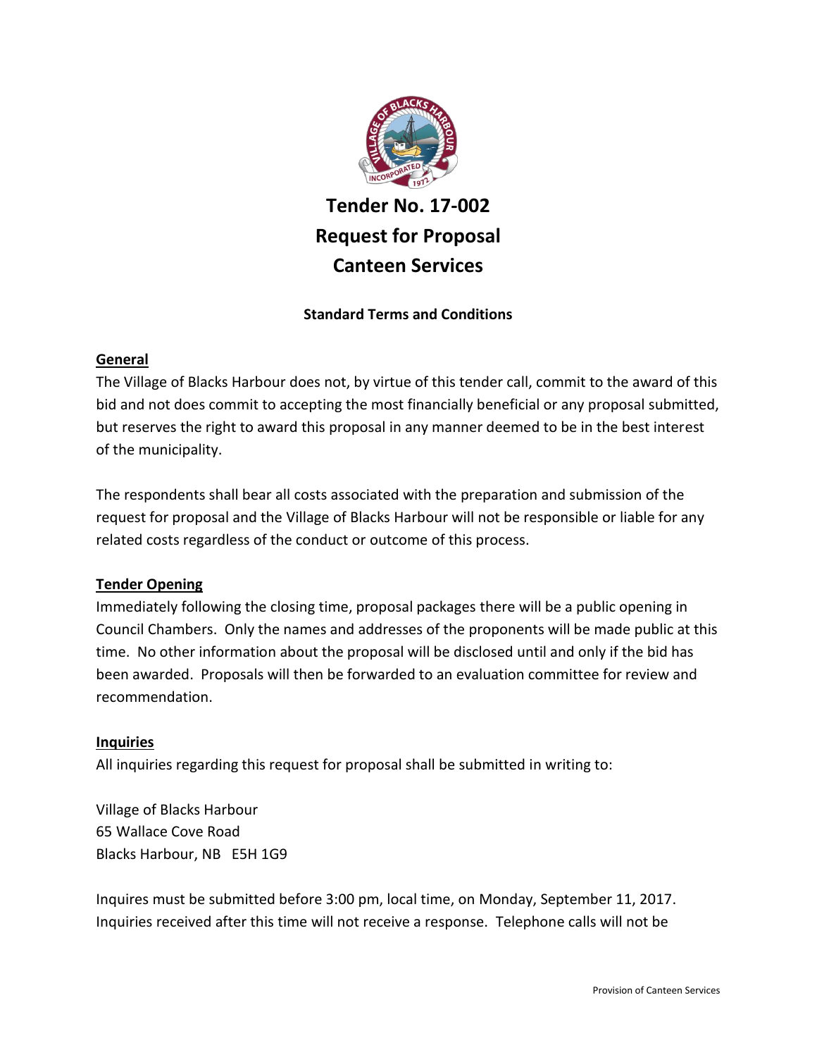# Tender No. 17-002
# Request for Proposal
# Canteen Services

**Standard Terms and Conditions**

## General

The Village of Blacks Harbour does not, by virtue of this tender call, commit to the award of this bid and not does commit to accepting the most financially beneficial or any proposal submitted, but reserves the right to award this proposal in any manner deemed to be in the best interest of the municipality.

The respondents shall bear all costs associated with the preparation and submission of the request for proposal and the Village of Blacks Harbour will not be responsible or liable for any related costs regardless of the conduct or outcome of this process.

## Tender Opening

Immediately following the closing time, proposal packages there will be a public opening in Council Chambers. Only the names and addresses of the proponents will be made public at this time. No other information about the proposal will be disclosed until and only if the bid has been awarded. Proposals will then be forwarded to an evaluation committee for review and recommendation.

## Inquiries

All inquiries regarding this request for proposal shall be submitted in writing to:

Village of Blacks Harbour
65 Wallace Cove Road
Blacks Harbour, NB E5H 1G9

Inquires must be submitted before 3:00 pm, local time, on Monday, September 11, 2017. Inquiries received after this time will not receive a response. Telephone calls will not be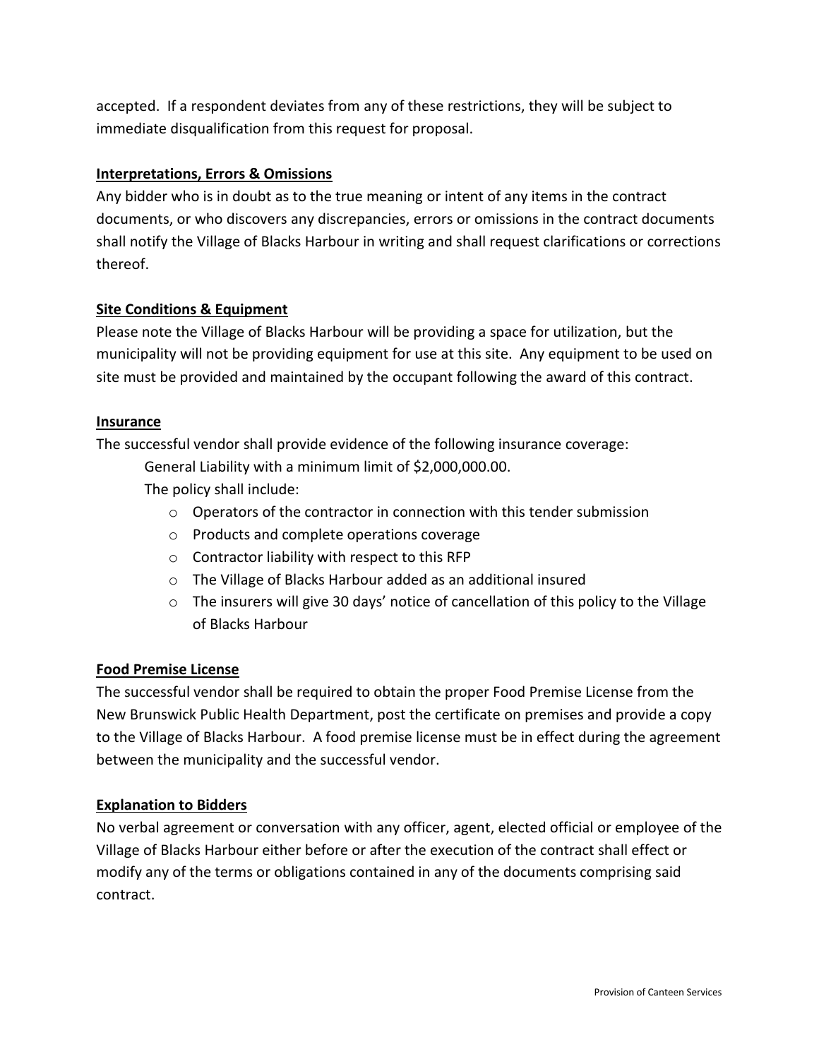accepted. If a respondent deviates from any of these restrictions, they will be subject to immediate disqualification from this request for proposal.

**Interpretations, Errors & Omissions**

Any bidder who is in doubt as to the true meaning or intent of any items in the contract documents, or who discovers any discrepancies, errors or omissions in the contract documents shall notify the Village of Blacks Harbour in writing and shall request clarifications or corrections thereof.

**Site Conditions & Equipment**

Please note the Village of Blacks Harbour will be providing a space for utilization, but the municipality will not be providing equipment for use at this site. Any equipment to be used on site must be provided and maintained by the occupant following the award of this contract.

**Insurance**

The successful vendor shall provide evidence of the following insurance coverage:

General Liability with a minimum limit of $2,000,000.00.

The policy shall include:

- Operators of the contractor in connection with this tender submission
- Products and complete operations coverage
- Contractor liability with respect to this RFP
- The Village of Blacks Harbour added as an additional insured
- The insurers will give 30 days' notice of cancellation of this policy to the Village of Blacks Harbour

**Food Premise License**

The successful vendor shall be required to obtain the proper Food Premise License from the New Brunswick Public Health Department, post the certificate on premises and provide a copy to the Village of Blacks Harbour. A food premise license must be in effect during the agreement between the municipality and the successful vendor.

**Explanation to Bidders**

No verbal agreement or conversation with any officer, agent, elected official or employee of the Village of Blacks Harbour either before or after the execution of the contract shall effect or modify any of the terms or obligations contained in any of the documents comprising said contract.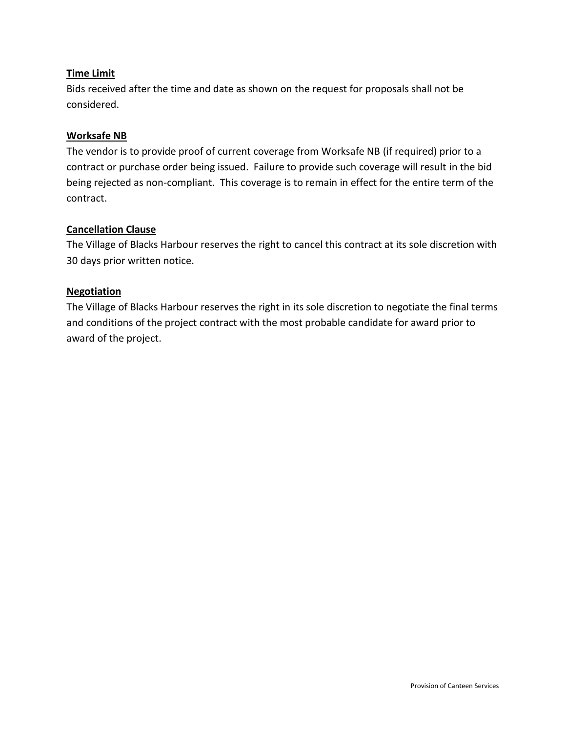**Time Limit**

Bids received after the time and date as shown on the request for proposals shall not be considered.

**Worksafe NB**

The vendor is to provide proof of current coverage from Worksafe NB (if required) prior to a contract or purchase order being issued. Failure to provide such coverage will result in the bid being rejected as non-compliant. This coverage is to remain in effect for the entire term of the contract.

**Cancellation Clause**

The Village of Blacks Harbour reserves the right to cancel this contract at its sole discretion with 30 days prior written notice.

**Negotiation**

The Village of Blacks Harbour reserves the right in its sole discretion to negotiate the final terms and conditions of the project contract with the most probable candidate for award prior to award of the project.